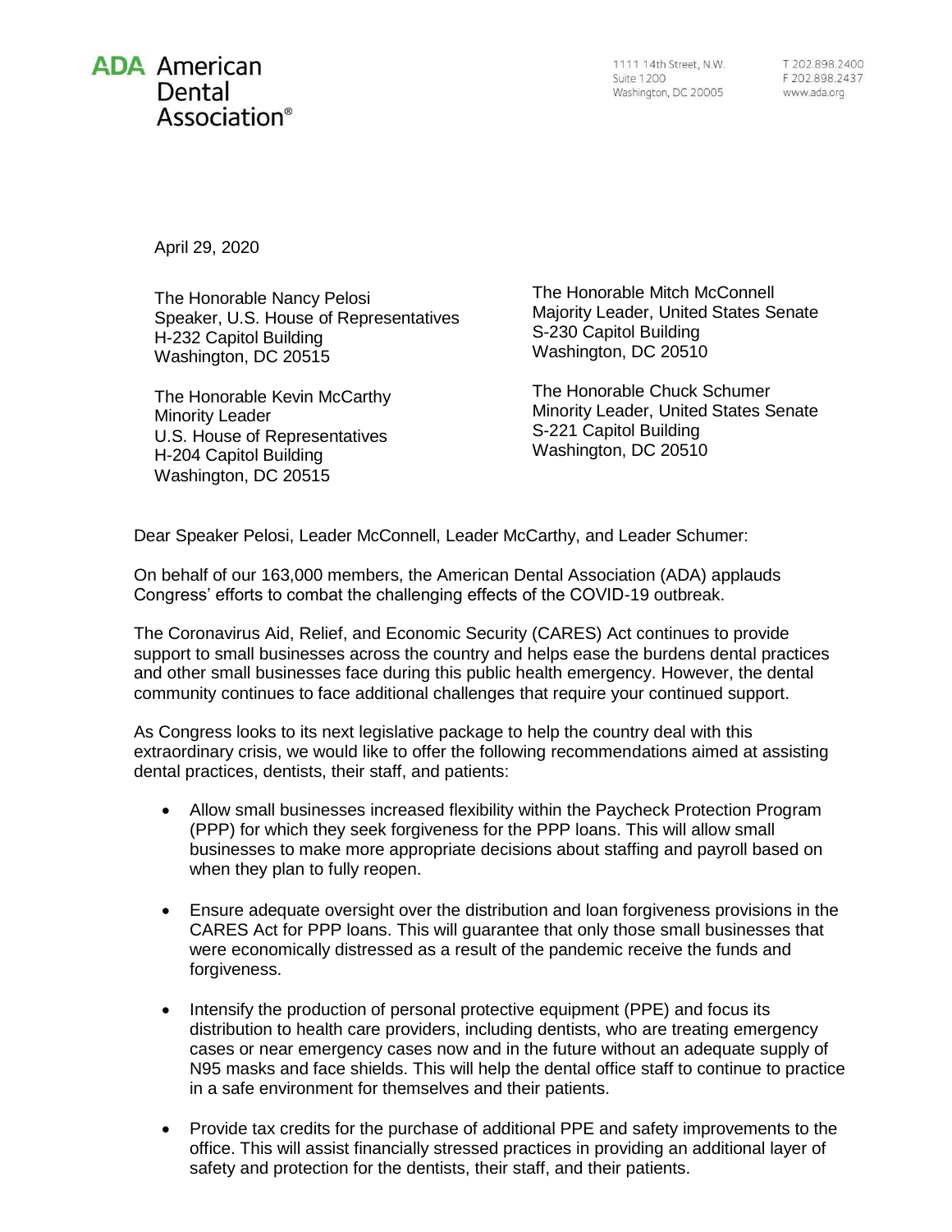**ADA American Dental Association®**

1111 14th Street, N.W.
Suite 1200
Washington, DC 20005

T 202.898.2400
F 202.898.2437
www.ada.org

April 29, 2020

The Honorable Nancy Pelosi
Speaker, U.S. House of Representatives
H-232 Capitol Building
Washington, DC 20515

The Honorable Kevin McCarthy
Minority Leader
U.S. House of Representatives
H-204 Capitol Building
Washington, DC 20515

The Honorable Mitch McConnell
Majority Leader, United States Senate
S-230 Capitol Building
Washington, DC 20510

The Honorable Chuck Schumer
Minority Leader, United States Senate
S-221 Capitol Building
Washington, DC 20510

Dear Speaker Pelosi, Leader McConnell, Leader McCarthy, and Leader Schumer:

On behalf of our 163,000 members, the American Dental Association (ADA) applauds Congress' efforts to combat the challenging effects of the COVID-19 outbreak.

The Coronavirus Aid, Relief, and Economic Security (CARES) Act continues to provide support to small businesses across the country and helps ease the burdens dental practices and other small businesses face during this public health emergency. However, the dental community continues to face additional challenges that require your continued support.

As Congress looks to its next legislative package to help the country deal with this extraordinary crisis, we would like to offer the following recommendations aimed at assisting dental practices, dentists, their staff, and patients:

- Allow small businesses increased flexibility within the Paycheck Protection Program (PPP) for which they seek forgiveness for the PPP loans. This will allow small businesses to make more appropriate decisions about staffing and payroll based on when they plan to fully reopen.

- Ensure adequate oversight over the distribution and loan forgiveness provisions in the CARES Act for PPP loans. This will guarantee that only those small businesses that were economically distressed as a result of the pandemic receive the funds and forgiveness.

- Intensify the production of personal protective equipment (PPE) and focus its distribution to health care providers, including dentists, who are treating emergency cases or near emergency cases now and in the future without an adequate supply of N95 masks and face shields. This will help the dental office staff to continue to practice in a safe environment for themselves and their patients.

- Provide tax credits for the purchase of additional PPE and safety improvements to the office. This will assist financially stressed practices in providing an additional layer of safety and protection for the dentists, their staff, and their patients.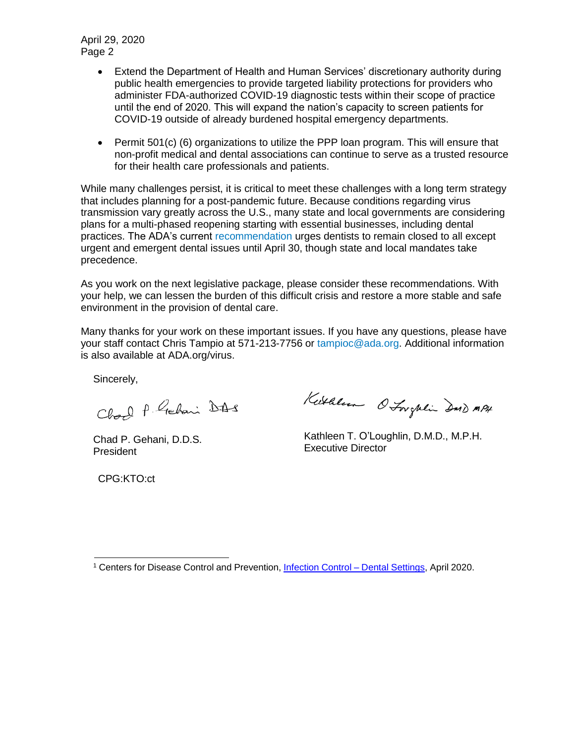- Extend the Department of Health and Human Services' discretionary authority during public health emergencies to provide targeted liability protections for providers who administer FDA-authorized COVID-19 diagnostic tests within their scope of practice until the end of 2020. This will expand the nation's capacity to screen patients for COVID-19 outside of already burdened hospital emergency departments.

- Permit 501(c) (6) organizations to utilize the PPP loan program. This will ensure that non-profit medical and dental associations can continue to serve as a trusted resource for their health care professionals and patients.

While many challenges persist, it is critical to meet these challenges with a long term strategy that includes planning for a post-pandemic future. Because conditions regarding virus transmission vary greatly across the U.S., many state and local governments are considering plans for a multi-phased reopening starting with essential businesses, including dental practices. The ADA's current recommendation urges dentists to remain closed to all except urgent and emergent dental issues until April 30, though state and local mandates take precedence.

As you work on the next legislative package, please consider these recommendations. With your help, we can lessen the burden of this difficult crisis and restore a more stable and safe environment in the provision of dental care.

Many thanks for your work on these important issues. If you have any questions, please have your staff contact Chris Tampio at 571-213-7756 or tampioc@ada.org. Additional information is also available at ADA.org/virus.

Sincerely,

Chad P. Gehani, D.D.S.
President

Kathleen T. O'Loughlin, D.M.D., M.P.H.
Executive Director

CPG:KTO:ct

[1] Centers for Disease Control and Prevention, Infection Control – Dental Settings, April 2020.